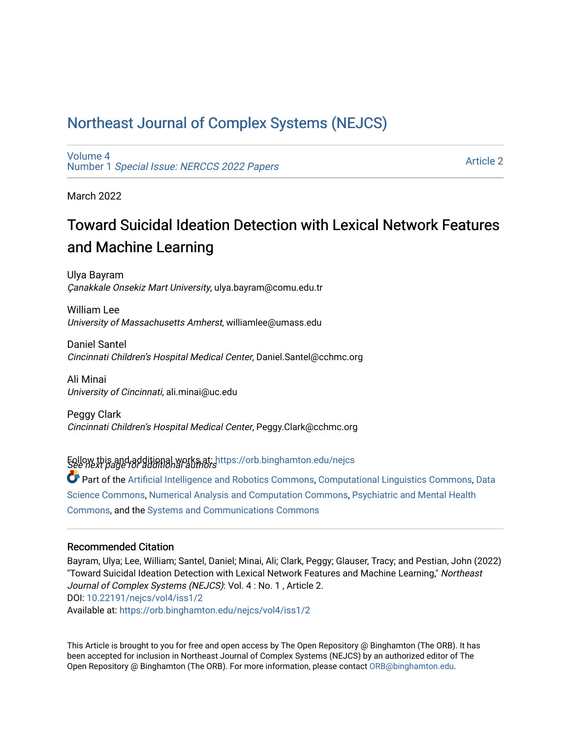# Northeast Journal of Complex Systems (NEJCS)

Volume 4
Number 1 *Special Issue: NERCCS 2022 Papers*

Article 2

March 2022

## Toward Suicidal Ideation Detection with Lexical Network Features and Machine Learning

Ulya Bayram
*Çanakkale Onsekiz Mart University*, ulya.bayram@comu.edu.tr

William Lee
*University of Massachusetts Amherst*, williamlee@umass.edu

Daniel Santel
*Cincinnati Children's Hospital Medical Center*, Daniel.Santel@cchmc.org

Ali Minai
*University of Cincinnati*, ali.minai@uc.edu

Peggy Clark
*Cincinnati Children's Hospital Medical Center*, Peggy.Clark@cchmc.org

*See next page for additional authors*

Follow this and additional works at: https://orb.binghamton.edu/nejcs

Part of the Artificial Intelligence and Robotics Commons, Computational Linguistics Commons, Data Science Commons, Numerical Analysis and Computation Commons, Psychiatric and Mental Health Commons, and the Systems and Communications Commons

### Recommended Citation

Bayram, Ulya; Lee, William; Santel, Daniel; Minai, Ali; Clark, Peggy; Glauser, Tracy; and Pestian, John (2022) "Toward Suicidal Ideation Detection with Lexical Network Features and Machine Learning," *Northeast Journal of Complex Systems (NEJCS)*: Vol. 4 : No. 1 , Article 2.
DOI: 10.22191/nejcs/vol4/iss1/2
Available at: https://orb.binghamton.edu/nejcs/vol4/iss1/2

This Article is brought to you for free and open access by The Open Repository @ Binghamton (The ORB). It has been accepted for inclusion in Northeast Journal of Complex Systems (NEJCS) by an authorized editor of The Open Repository @ Binghamton (The ORB). For more information, please contact ORB@binghamton.edu.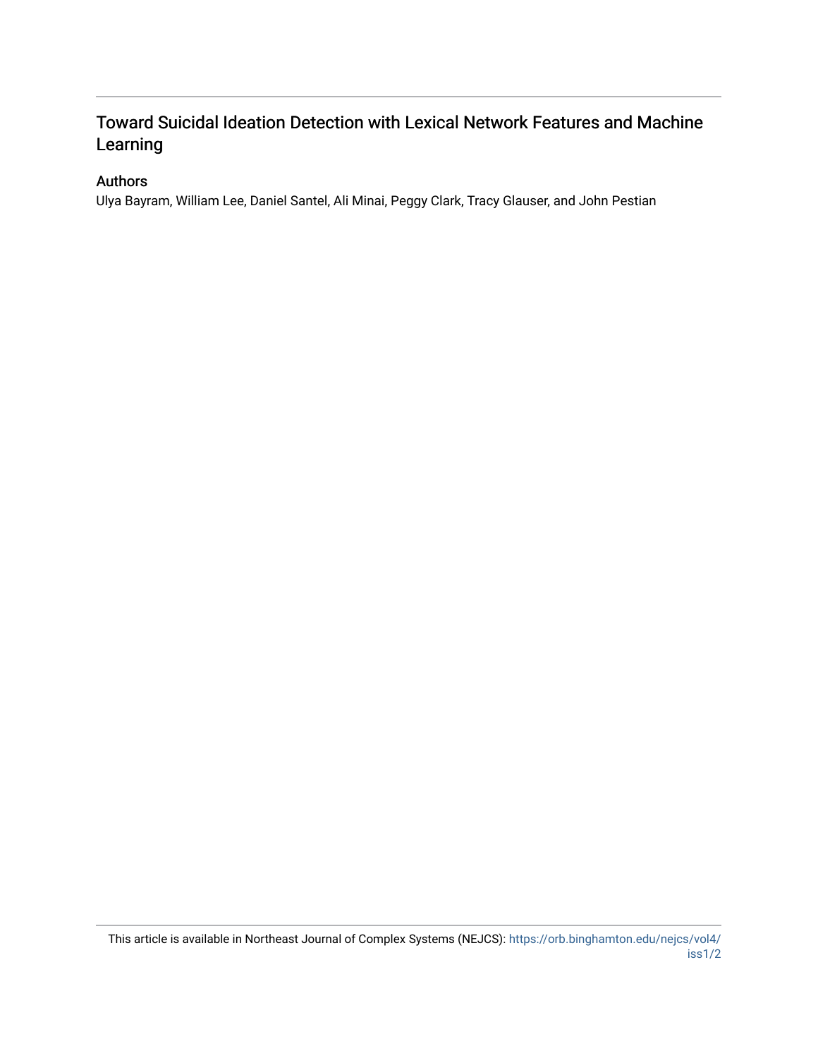# Toward Suicidal Ideation Detection with Lexical Network Features and Machine Learning

## Authors

Ulya Bayram, William Lee, Daniel Santel, Ali Minai, Peggy Clark, Tracy Glauser, and John Pestian

This article is available in Northeast Journal of Complex Systems (NEJCS): https://orb.binghamton.edu/nejcs/vol4/iss1/2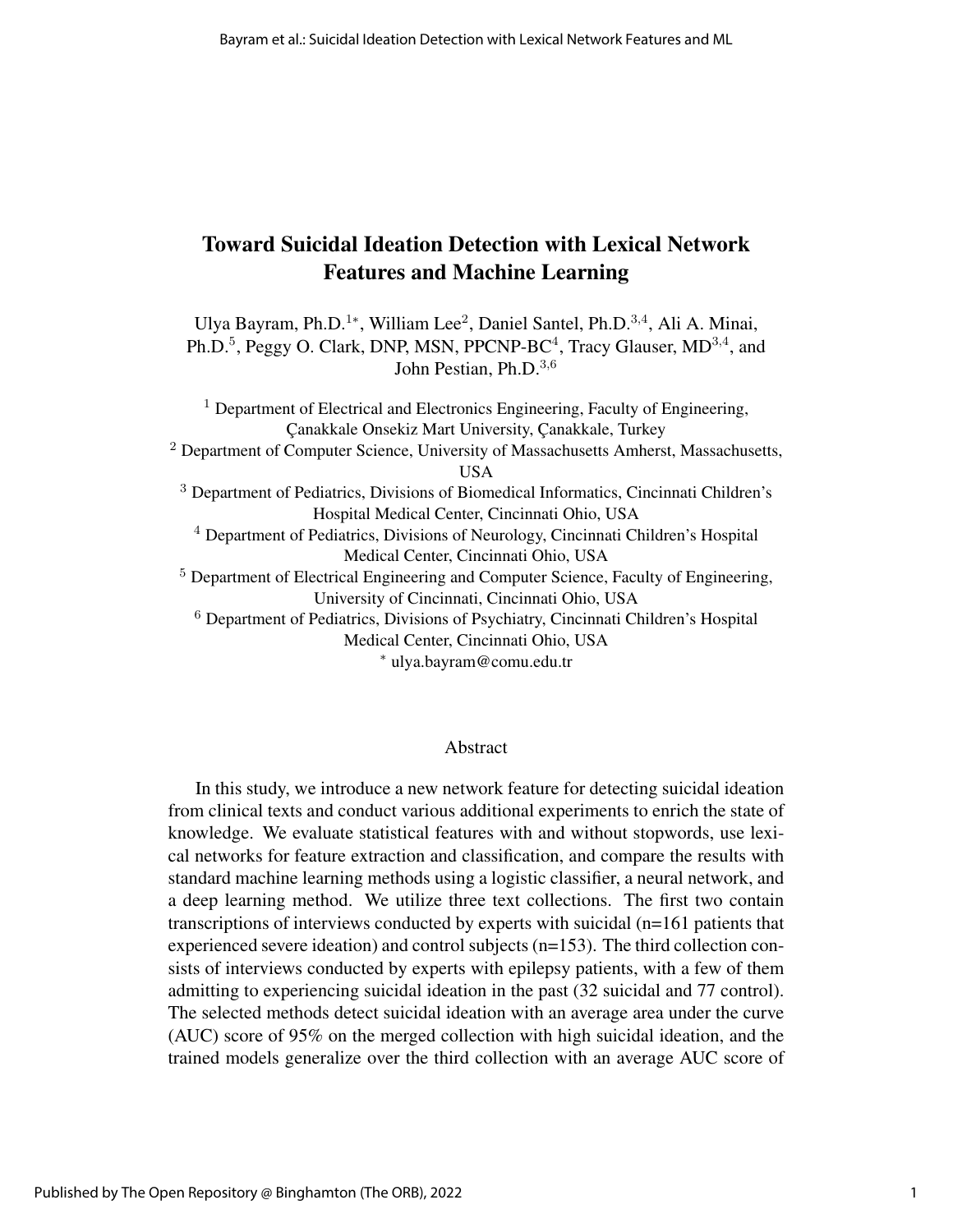# Toward Suicidal Ideation Detection with Lexical Network Features and Machine Learning

Ulya Bayram, Ph.D.[1*], William Lee[2], Daniel Santel, Ph.D.[3,4], Ali A. Minai, Ph.D.[5], Peggy O. Clark, DNP, MSN, PPCNP-BC[4], Tracy Glauser, MD[3,4], and John Pestian, Ph.D.[3,6]

[1] Department of Electrical and Electronics Engineering, Faculty of Engineering, Çanakkale Onsekiz Mart University, Çanakkale, Turkey
[2] Department of Computer Science, University of Massachusetts Amherst, Massachusetts, USA
[3] Department of Pediatrics, Divisions of Biomedical Informatics, Cincinnati Children's Hospital Medical Center, Cincinnati Ohio, USA
[4] Department of Pediatrics, Divisions of Neurology, Cincinnati Children's Hospital Medical Center, Cincinnati Ohio, USA
[5] Department of Electrical Engineering and Computer Science, Faculty of Engineering, University of Cincinnati, Cincinnati Ohio, USA
[6] Department of Pediatrics, Divisions of Psychiatry, Cincinnati Children's Hospital Medical Center, Cincinnati Ohio, USA
[*] ulya.bayram@comu.edu.tr

## Abstract

In this study, we introduce a new network feature for detecting suicidal ideation from clinical texts and conduct various additional experiments to enrich the state of knowledge. We evaluate statistical features with and without stopwords, use lexical networks for feature extraction and classification, and compare the results with standard machine learning methods using a logistic classifier, a neural network, and a deep learning method. We utilize three text collections. The first two contain transcriptions of interviews conducted by experts with suicidal (n=161 patients that experienced severe ideation) and control subjects (n=153). The third collection consists of interviews conducted by experts with epilepsy patients, with a few of them admitting to experiencing suicidal ideation in the past (32 suicidal and 77 control). The selected methods detect suicidal ideation with an average area under the curve (AUC) score of 95% on the merged collection with high suicidal ideation, and the trained models generalize over the third collection with an average AUC score of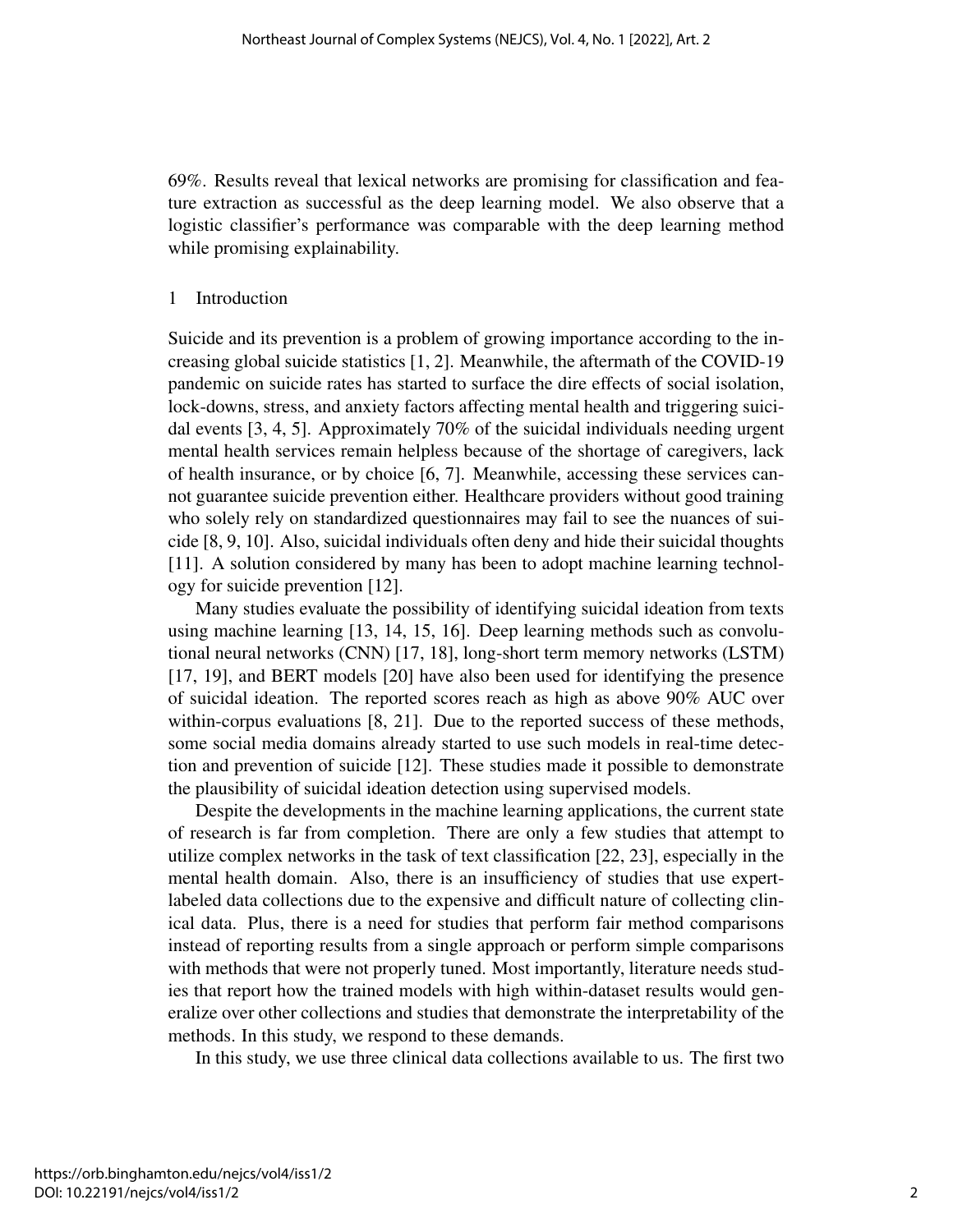69%. Results reveal that lexical networks are promising for classification and feature extraction as successful as the deep learning model. We also observe that a logistic classifier's performance was comparable with the deep learning method while promising explainability.

## 1 Introduction

Suicide and its prevention is a problem of growing importance according to the increasing global suicide statistics [1, 2]. Meanwhile, the aftermath of the COVID-19 pandemic on suicide rates has started to surface the dire effects of social isolation, lock-downs, stress, and anxiety factors affecting mental health and triggering suicidal events [3, 4, 5]. Approximately 70% of the suicidal individuals needing urgent mental health services remain helpless because of the shortage of caregivers, lack of health insurance, or by choice [6, 7]. Meanwhile, accessing these services cannot guarantee suicide prevention either. Healthcare providers without good training who solely rely on standardized questionnaires may fail to see the nuances of suicide [8, 9, 10]. Also, suicidal individuals often deny and hide their suicidal thoughts [11]. A solution considered by many has been to adopt machine learning technology for suicide prevention [12].

Many studies evaluate the possibility of identifying suicidal ideation from texts using machine learning [13, 14, 15, 16]. Deep learning methods such as convolutional neural networks (CNN) [17, 18], long-short term memory networks (LSTM) [17, 19], and BERT models [20] have also been used for identifying the presence of suicidal ideation. The reported scores reach as high as above 90% AUC over within-corpus evaluations [8, 21]. Due to the reported success of these methods, some social media domains already started to use such models in real-time detection and prevention of suicide [12]. These studies made it possible to demonstrate the plausibility of suicidal ideation detection using supervised models.

Despite the developments in the machine learning applications, the current state of research is far from completion. There are only a few studies that attempt to utilize complex networks in the task of text classification [22, 23], especially in the mental health domain. Also, there is an insufficiency of studies that use expert-labeled data collections due to the expensive and difficult nature of collecting clinical data. Plus, there is a need for studies that perform fair method comparisons instead of reporting results from a single approach or perform simple comparisons with methods that were not properly tuned. Most importantly, literature needs studies that report how the trained models with high within-dataset results would generalize over other collections and studies that demonstrate the interpretability of the methods. In this study, we respond to these demands.

In this study, we use three clinical data collections available to us. The first two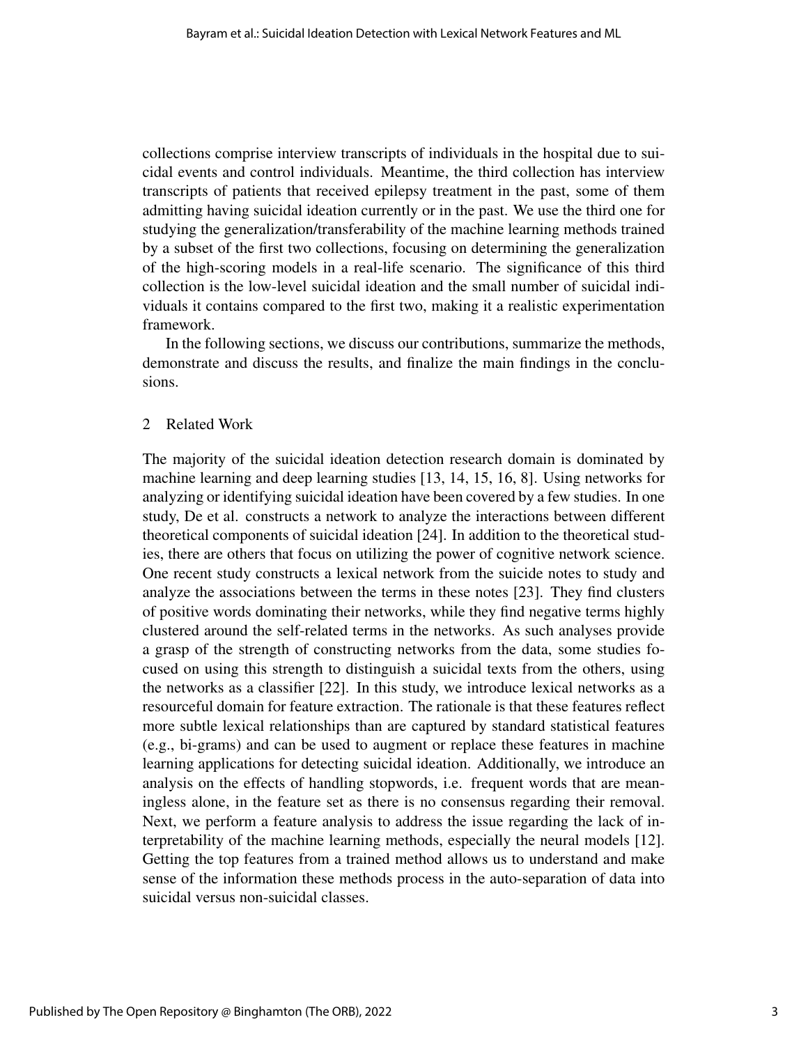collections comprise interview transcripts of individuals in the hospital due to suicidal events and control individuals. Meantime, the third collection has interview transcripts of patients that received epilepsy treatment in the past, some of them admitting having suicidal ideation currently or in the past. We use the third one for studying the generalization/transferability of the machine learning methods trained by a subset of the first two collections, focusing on determining the generalization of the high-scoring models in a real-life scenario. The significance of this third collection is the low-level suicidal ideation and the small number of suicidal individuals it contains compared to the first two, making it a realistic experimentation framework.

In the following sections, we discuss our contributions, summarize the methods, demonstrate and discuss the results, and finalize the main findings in the conclusions.

## 2 Related Work

The majority of the suicidal ideation detection research domain is dominated by machine learning and deep learning studies [13, 14, 15, 16, 8]. Using networks for analyzing or identifying suicidal ideation have been covered by a few studies. In one study, De et al. constructs a network to analyze the interactions between different theoretical components of suicidal ideation [24]. In addition to the theoretical studies, there are others that focus on utilizing the power of cognitive network science. One recent study constructs a lexical network from the suicide notes to study and analyze the associations between the terms in these notes [23]. They find clusters of positive words dominating their networks, while they find negative terms highly clustered around the self-related terms in the networks. As such analyses provide a grasp of the strength of constructing networks from the data, some studies focused on using this strength to distinguish a suicidal texts from the others, using the networks as a classifier [22]. In this study, we introduce lexical networks as a resourceful domain for feature extraction. The rationale is that these features reflect more subtle lexical relationships than are captured by standard statistical features (e.g., bi-grams) and can be used to augment or replace these features in machine learning applications for detecting suicidal ideation. Additionally, we introduce an analysis on the effects of handling stopwords, i.e. frequent words that are meaningless alone, in the feature set as there is no consensus regarding their removal. Next, we perform a feature analysis to address the issue regarding the lack of interpretability of the machine learning methods, especially the neural models [12]. Getting the top features from a trained method allows us to understand and make sense of the information these methods process in the auto-separation of data into suicidal versus non-suicidal classes.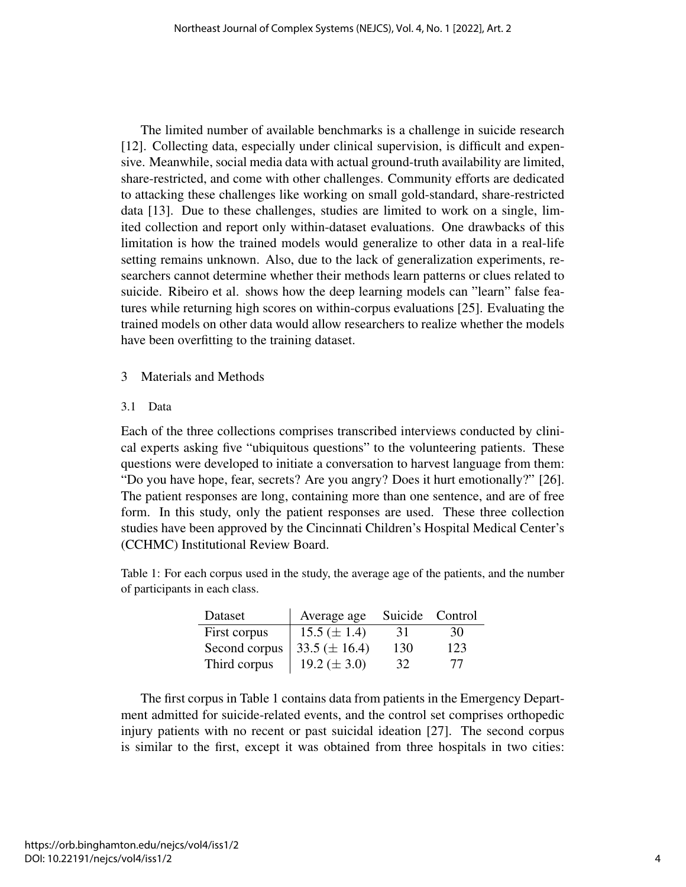The limited number of available benchmarks is a challenge in suicide research [12]. Collecting data, especially under clinical supervision, is difficult and expensive. Meanwhile, social media data with actual ground-truth availability are limited, share-restricted, and come with other challenges. Community efforts are dedicated to attacking these challenges like working on small gold-standard, share-restricted data [13]. Due to these challenges, studies are limited to work on a single, limited collection and report only within-dataset evaluations. One drawbacks of this limitation is how the trained models would generalize to other data in a real-life setting remains unknown. Also, due to the lack of generalization experiments, researchers cannot determine whether their methods learn patterns or clues related to suicide. Ribeiro et al. shows how the deep learning models can "learn" false features while returning high scores on within-corpus evaluations [25]. Evaluating the trained models on other data would allow researchers to realize whether the models have been overfitting to the training dataset.

## 3 Materials and Methods

### 3.1 Data

Each of the three collections comprises transcribed interviews conducted by clinical experts asking five "ubiquitous questions" to the volunteering patients. These questions were developed to initiate a conversation to harvest language from them: "Do you have hope, fear, secrets? Are you angry? Does it hurt emotionally?" [26]. The patient responses are long, containing more than one sentence, and are of free form. In this study, only the patient responses are used. These three collection studies have been approved by the Cincinnati Children's Hospital Medical Center's (CCHMC) Institutional Review Board.

Table 1: For each corpus used in the study, the average age of the patients, and the number of participants in each class.

| Dataset | Average age | Suicide | Control |
|---|---|---|---|
| First corpus | 15.5 ($\pm$ 1.4) | 31 | 30 |
| Second corpus | 33.5 ($\pm$ 16.4) | 130 | 123 |
| Third corpus | 19.2 ($\pm$ 3.0) | 32 | 77 |

The first corpus in Table 1 contains data from patients in the Emergency Department admitted for suicide-related events, and the control set comprises orthopedic injury patients with no recent or past suicidal ideation [27]. The second corpus is similar to the first, except it was obtained from three hospitals in two cities: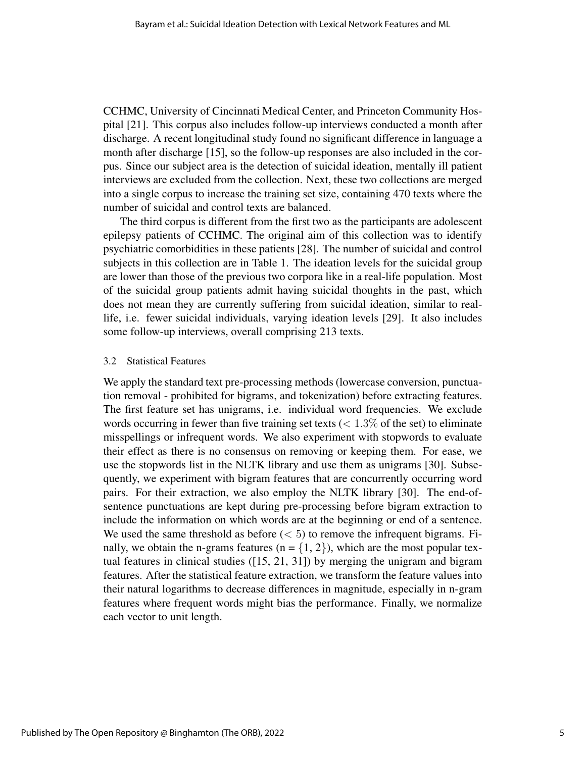CCHMC, University of Cincinnati Medical Center, and Princeton Community Hospital [21]. This corpus also includes follow-up interviews conducted a month after discharge. A recent longitudinal study found no significant difference in language a month after discharge [15], so the follow-up responses are also included in the corpus. Since our subject area is the detection of suicidal ideation, mentally ill patient interviews are excluded from the collection. Next, these two collections are merged into a single corpus to increase the training set size, containing 470 texts where the number of suicidal and control texts are balanced.

The third corpus is different from the first two as the participants are adolescent epilepsy patients of CCHMC. The original aim of this collection was to identify psychiatric comorbidities in these patients [28]. The number of suicidal and control subjects in this collection are in Table 1. The ideation levels for the suicidal group are lower than those of the previous two corpora like in a real-life population. Most of the suicidal group patients admit having suicidal thoughts in the past, which does not mean they are currently suffering from suicidal ideation, similar to real-life, i.e. fewer suicidal individuals, varying ideation levels [29]. It also includes some follow-up interviews, overall comprising 213 texts.

### 3.2 Statistical Features

We apply the standard text pre-processing methods (lowercase conversion, punctuation removal - prohibited for bigrams, and tokenization) before extracting features. The first feature set has unigrams, i.e. individual word frequencies. We exclude words occurring in fewer than five training set texts ($< 1.3\%$ of the set) to eliminate misspellings or infrequent words. We also experiment with stopwords to evaluate their effect as there is no consensus on removing or keeping them. For ease, we use the stopwords list in the NLTK library and use them as unigrams [30]. Subsequently, we experiment with bigram features that are concurrently occurring word pairs. For their extraction, we also employ the NLTK library [30]. The end-of-sentence punctuations are kept during pre-processing before bigram extraction to include the information on which words are at the beginning or end of a sentence. We used the same threshold as before ($< 5$) to remove the infrequent bigrams. Finally, we obtain the n-grams features (n = $\{1, 2\}$), which are the most popular textual features in clinical studies ([15, 21, 31]) by merging the unigram and bigram features. After the statistical feature extraction, we transform the feature values into their natural logarithms to decrease differences in magnitude, especially in n-gram features where frequent words might bias the performance. Finally, we normalize each vector to unit length.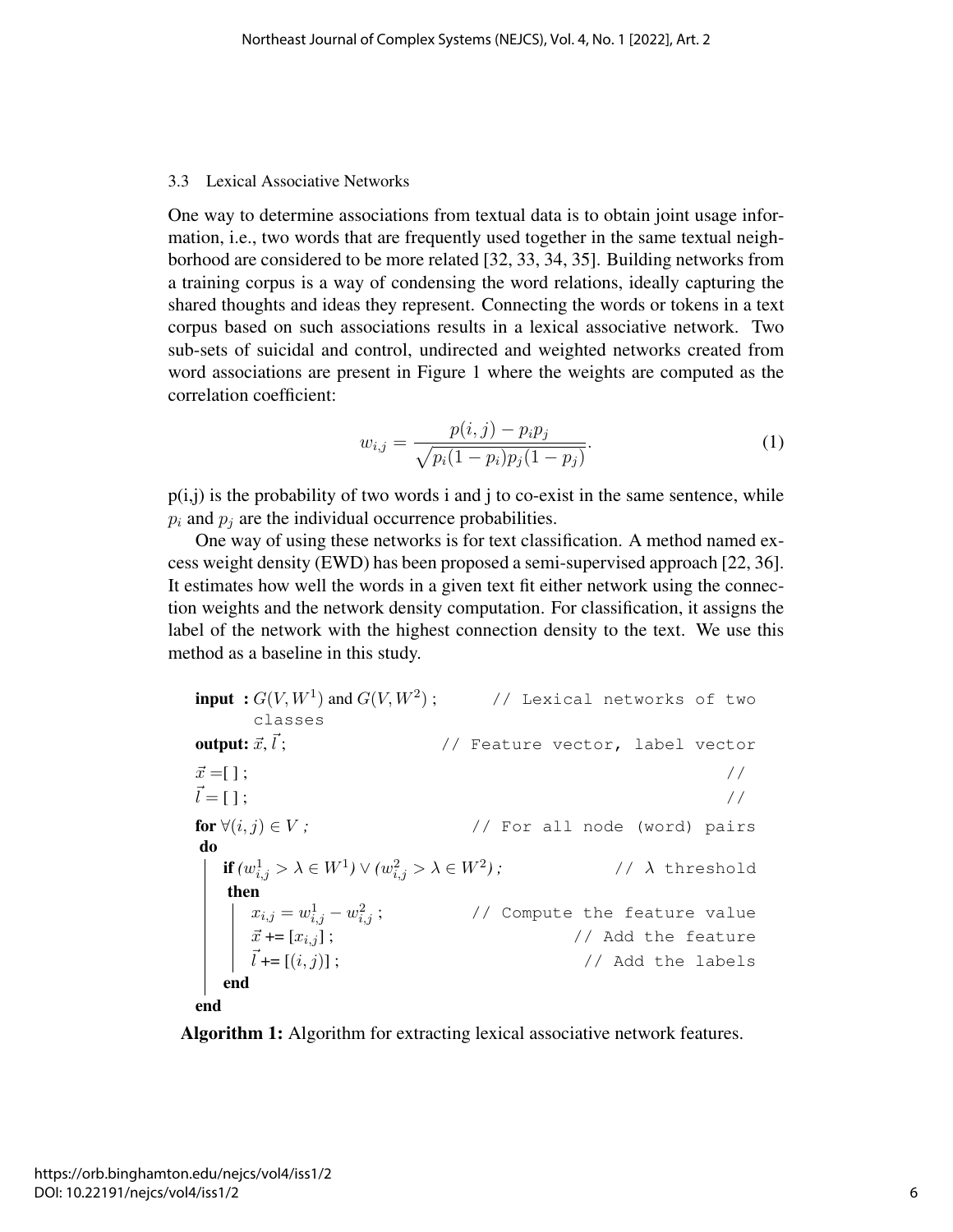### 3.3 Lexical Associative Networks

One way to determine associations from textual data is to obtain joint usage information, i.e., two words that are frequently used together in the same textual neighborhood are considered to be more related [32, 33, 34, 35]. Building networks from a training corpus is a way of condensing the word relations, ideally capturing the shared thoughts and ideas they represent. Connecting the words or tokens in a text corpus based on such associations results in a lexical associative network. Two sub-sets of suicidal and control, undirected and weighted networks created from word associations are present in Figure 1 where the weights are computed as the correlation coefficient:

$$w_{i,j} = \frac{p(i,j) - p_i p_j}{\sqrt{p_i(1-p_i)p_j(1-p_j)}}. \tag{1}$$

p(i,j) is the probability of two words i and j to co-exist in the same sentence, while $p_i$ and $p_j$ are the individual occurrence probabilities.

One way of using these networks is for text classification. A method named excess weight density (EWD) has been proposed a semi-supervised approach [22, 36]. It estimates how well the words in a given text fit either network using the connection weights and the network density computation. For classification, it assigns the label of the network with the highest connection density to the text. We use this method as a baseline in this study.

```
input : G(V, W^1) and G(V, W^2) ;        // Lexical networks of two classes
output: x⃗, l⃗ ;                           // Feature vector, label vector
x⃗ = [ ] ;                                 //
l⃗ = [ ] ;                                 //
for ∀(i, j) ∈ V ;                         // For all node (word) pairs
do
    if (w^1_{i,j} > λ ∈ W^1) ∨ (w^2_{i,j} > λ ∈ W^2) ;   // λ threshold
    then
        x_{i,j} = w^1_{i,j} − w^2_{i,j} ;   // Compute the feature value
        x⃗ += [x_{i,j}] ;                    // Add the feature
        l⃗ += [(i, j)] ;                     // Add the labels
    end
end
```

**Algorithm 1:** Algorithm for extracting lexical associative network features.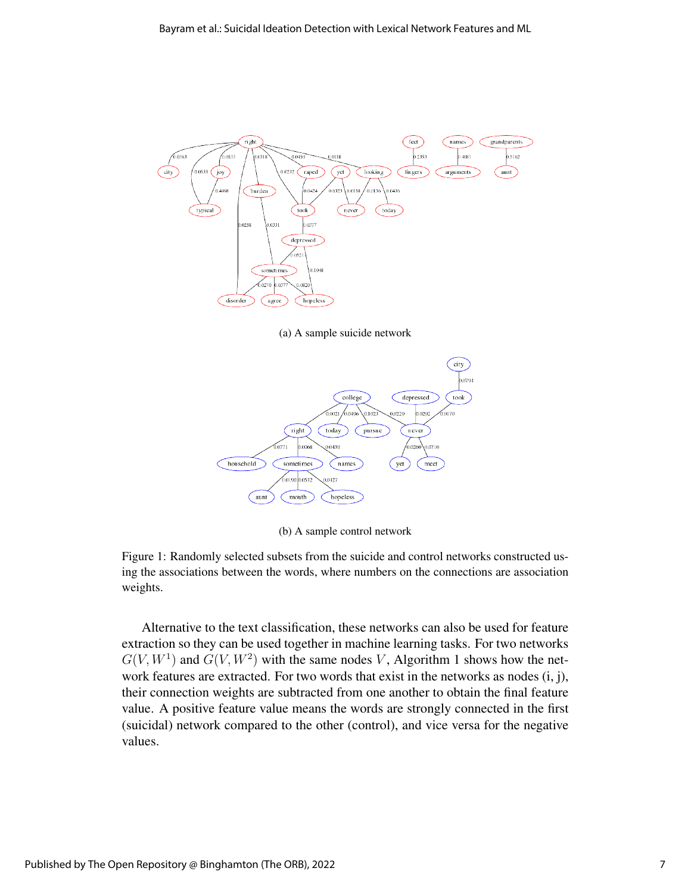(a) A sample suicide network

(b) A sample control network

Figure 1: Randomly selected subsets from the suicide and control networks constructed using the associations between the words, where numbers on the connections are association weights.

Alternative to the text classification, these networks can also be used for feature extraction so they can be used together in machine learning tasks. For two networks $G(V, W^1)$ and $G(V, W^2)$ with the same nodes $V$, Algorithm 1 shows how the network features are extracted. For two words that exist in the networks as nodes (i, j), their connection weights are subtracted from one another to obtain the final feature value. A positive feature value means the words are strongly connected in the first (suicidal) network compared to the other (control), and vice versa for the negative values.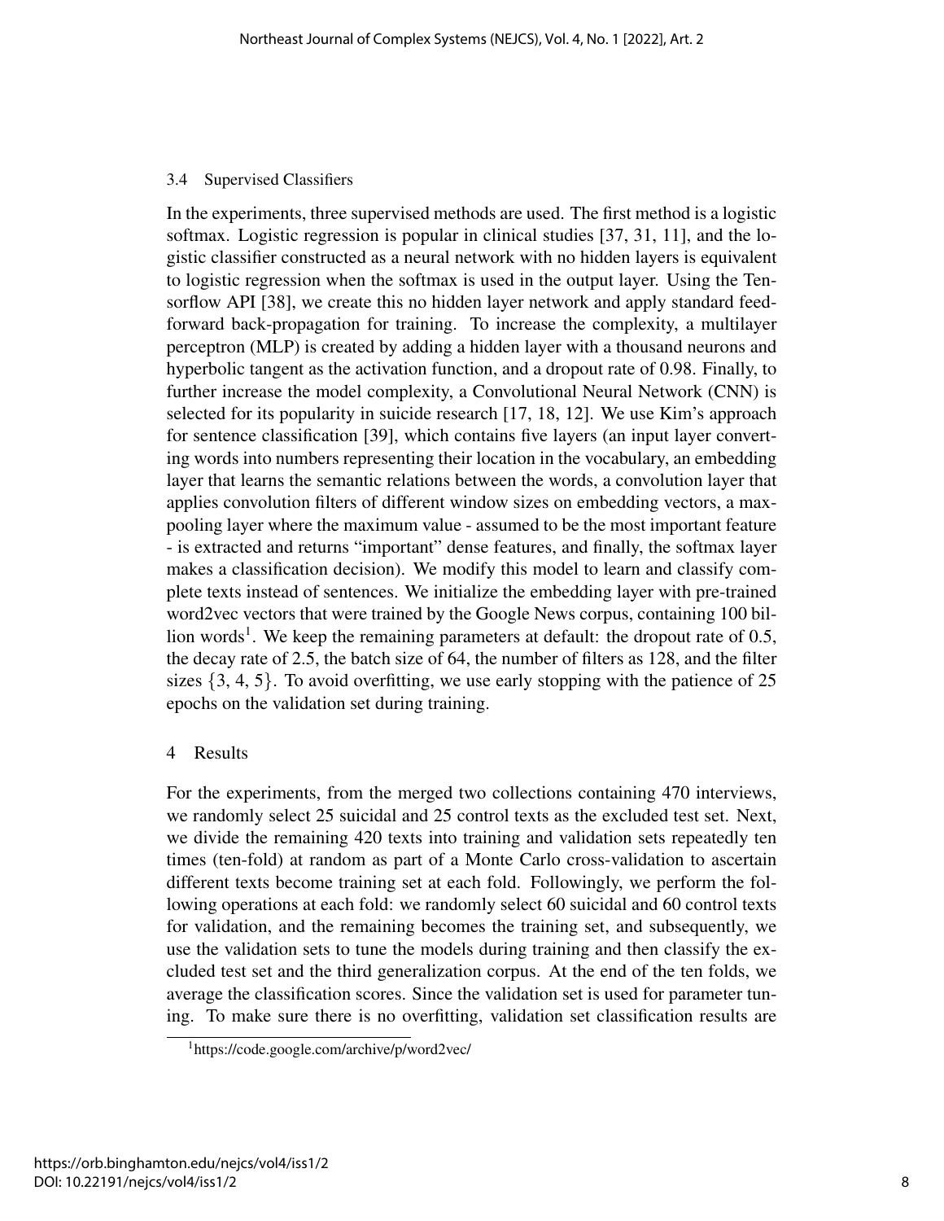### 3.4 Supervised Classifiers

In the experiments, three supervised methods are used. The first method is a logistic softmax. Logistic regression is popular in clinical studies [37, 31, 11], and the logistic classifier constructed as a neural network with no hidden layers is equivalent to logistic regression when the softmax is used in the output layer. Using the Tensorflow API [38], we create this no hidden layer network and apply standard feed-forward back-propagation for training. To increase the complexity, a multilayer perceptron (MLP) is created by adding a hidden layer with a thousand neurons and hyperbolic tangent as the activation function, and a dropout rate of 0.98. Finally, to further increase the model complexity, a Convolutional Neural Network (CNN) is selected for its popularity in suicide research [17, 18, 12]. We use Kim's approach for sentence classification [39], which contains five layers (an input layer converting words into numbers representing their location in the vocabulary, an embedding layer that learns the semantic relations between the words, a convolution layer that applies convolution filters of different window sizes on embedding vectors, a max-pooling layer where the maximum value - assumed to be the most important feature - is extracted and returns "important" dense features, and finally, the softmax layer makes a classification decision). We modify this model to learn and classify complete texts instead of sentences. We initialize the embedding layer with pre-trained word2vec vectors that were trained by the Google News corpus, containing 100 billion words[1]. We keep the remaining parameters at default: the dropout rate of 0.5, the decay rate of 2.5, the batch size of 64, the number of filters as 128, and the filter sizes {3, 4, 5}. To avoid overfitting, we use early stopping with the patience of 25 epochs on the validation set during training.

## 4 Results

For the experiments, from the merged two collections containing 470 interviews, we randomly select 25 suicidal and 25 control texts as the excluded test set. Next, we divide the remaining 420 texts into training and validation sets repeatedly ten times (ten-fold) at random as part of a Monte Carlo cross-validation to ascertain different texts become training set at each fold. Followingly, we perform the following operations at each fold: we randomly select 60 suicidal and 60 control texts for validation, and the remaining becomes the training set, and subsequently, we use the validation sets to tune the models during training and then classify the excluded test set and the third generalization corpus. At the end of the ten folds, we average the classification scores. Since the validation set is used for parameter tuning. To make sure there is no overfitting, validation set classification results are

[1] https://code.google.com/archive/p/word2vec/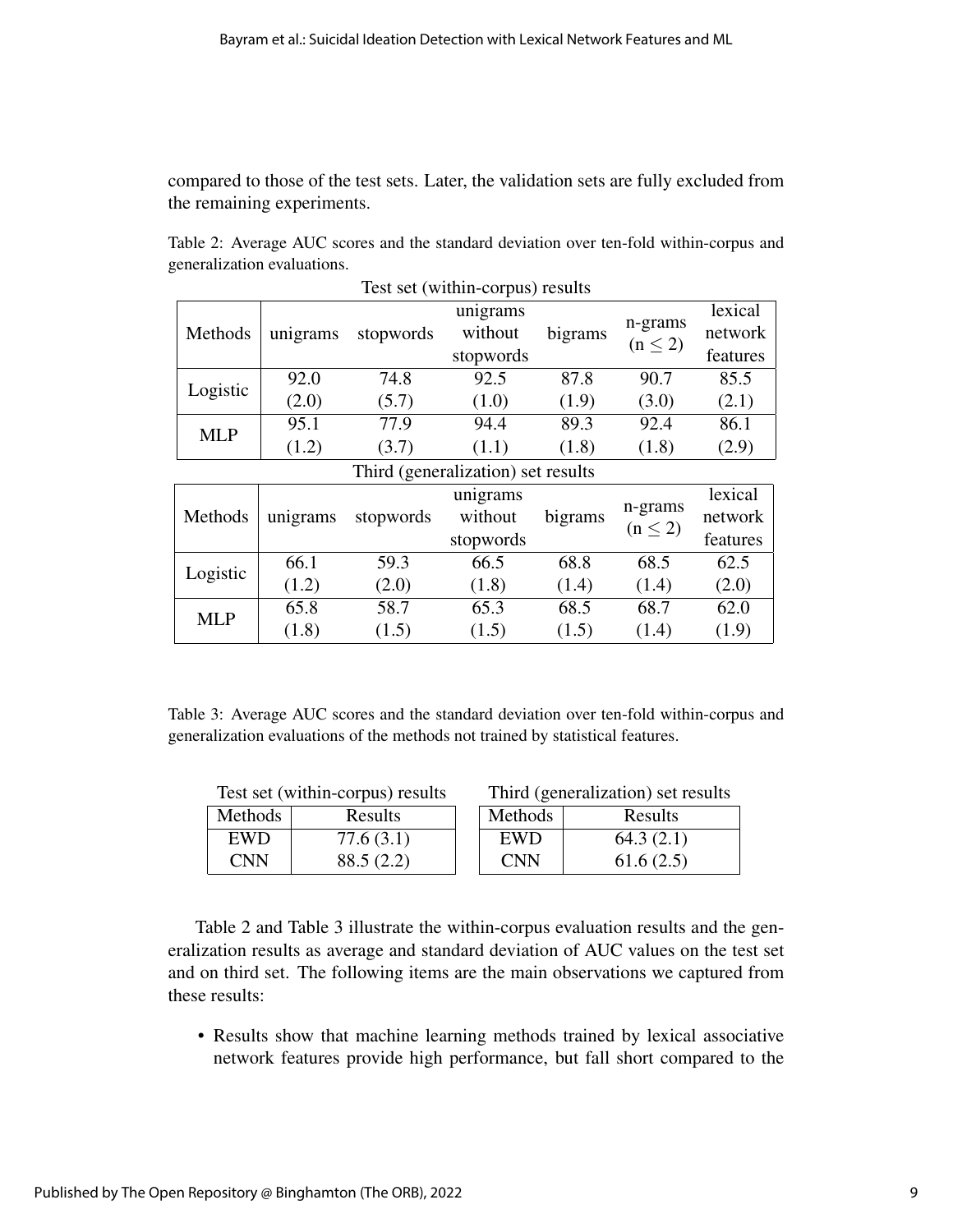compared to those of the test sets. Later, the validation sets are fully excluded from the remaining experiments.

Table 2: Average AUC scores and the standard deviation over ten-fold within-corpus and generalization evaluations.

Test set (within-corpus) results

| Methods | unigrams | stopwords | unigrams without stopwords | bigrams | n-grams ($n \leq 2$) | lexical network features |
|---|---|---|---|---|---|---|
| Logistic | 92.0 (2.0) | 74.8 (5.7) | 92.5 (1.0) | 87.8 (1.9) | 90.7 (3.0) | 85.5 (2.1) |
| MLP | 95.1 (1.2) | 77.9 (3.7) | 94.4 (1.1) | 89.3 (1.8) | 92.4 (1.8) | 86.1 (2.9) |

Third (generalization) set results

| Methods | unigrams | stopwords | unigrams without stopwords | bigrams | n-grams ($n \leq 2$) | lexical network features |
|---|---|---|---|---|---|---|
| Logistic | 66.1 (1.2) | 59.3 (2.0) | 66.5 (1.8) | 68.8 (1.4) | 68.5 (1.4) | 62.5 (2.0) |
| MLP | 65.8 (1.8) | 58.7 (1.5) | 65.3 (1.5) | 68.5 (1.5) | 68.7 (1.4) | 62.0 (1.9) |

Table 3: Average AUC scores and the standard deviation over ten-fold within-corpus and generalization evaluations of the methods not trained by statistical features.

Test set (within-corpus) results

| Methods | Results |
|---|---|
| EWD | 77.6 (3.1) |
| CNN | 88.5 (2.2) |

Third (generalization) set results

| Methods | Results |
|---|---|
| EWD | 64.3 (2.1) |
| CNN | 61.6 (2.5) |

Table 2 and Table 3 illustrate the within-corpus evaluation results and the generalization results as average and standard deviation of AUC values on the test set and on third set. The following items are the main observations we captured from these results:

- Results show that machine learning methods trained by lexical associative network features provide high performance, but fall short compared to the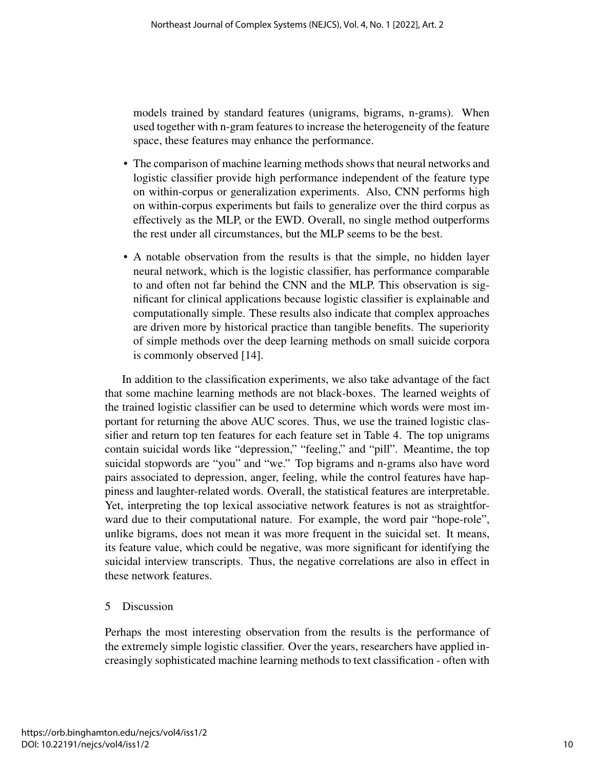models trained by standard features (unigrams, bigrams, n-grams). When used together with n-gram features to increase the heterogeneity of the feature space, these features may enhance the performance.

- The comparison of machine learning methods shows that neural networks and logistic classifier provide high performance independent of the feature type on within-corpus or generalization experiments. Also, CNN performs high on within-corpus experiments but fails to generalize over the third corpus as effectively as the MLP, or the EWD. Overall, no single method outperforms the rest under all circumstances, but the MLP seems to be the best.
- A notable observation from the results is that the simple, no hidden layer neural network, which is the logistic classifier, has performance comparable to and often not far behind the CNN and the MLP. This observation is significant for clinical applications because logistic classifier is explainable and computationally simple. These results also indicate that complex approaches are driven more by historical practice than tangible benefits. The superiority of simple methods over the deep learning methods on small suicide corpora is commonly observed [14].

In addition to the classification experiments, we also take advantage of the fact that some machine learning methods are not black-boxes. The learned weights of the trained logistic classifier can be used to determine which words were most important for returning the above AUC scores. Thus, we use the trained logistic classifier and return top ten features for each feature set in Table 4. The top unigrams contain suicidal words like "depression," "feeling," and "pill". Meantime, the top suicidal stopwords are "you" and "we." Top bigrams and n-grams also have word pairs associated to depression, anger, feeling, while the control features have happiness and laughter-related words. Overall, the statistical features are interpretable. Yet, interpreting the top lexical associative network features is not as straightforward due to their computational nature. For example, the word pair "hope-role", unlike bigrams, does not mean it was more frequent in the suicidal set. It means, its feature value, which could be negative, was more significant for identifying the suicidal interview transcripts. Thus, the negative correlations are also in effect in these network features.

## 5 Discussion

Perhaps the most interesting observation from the results is the performance of the extremely simple logistic classifier. Over the years, researchers have applied increasingly sophisticated machine learning methods to text classification - often with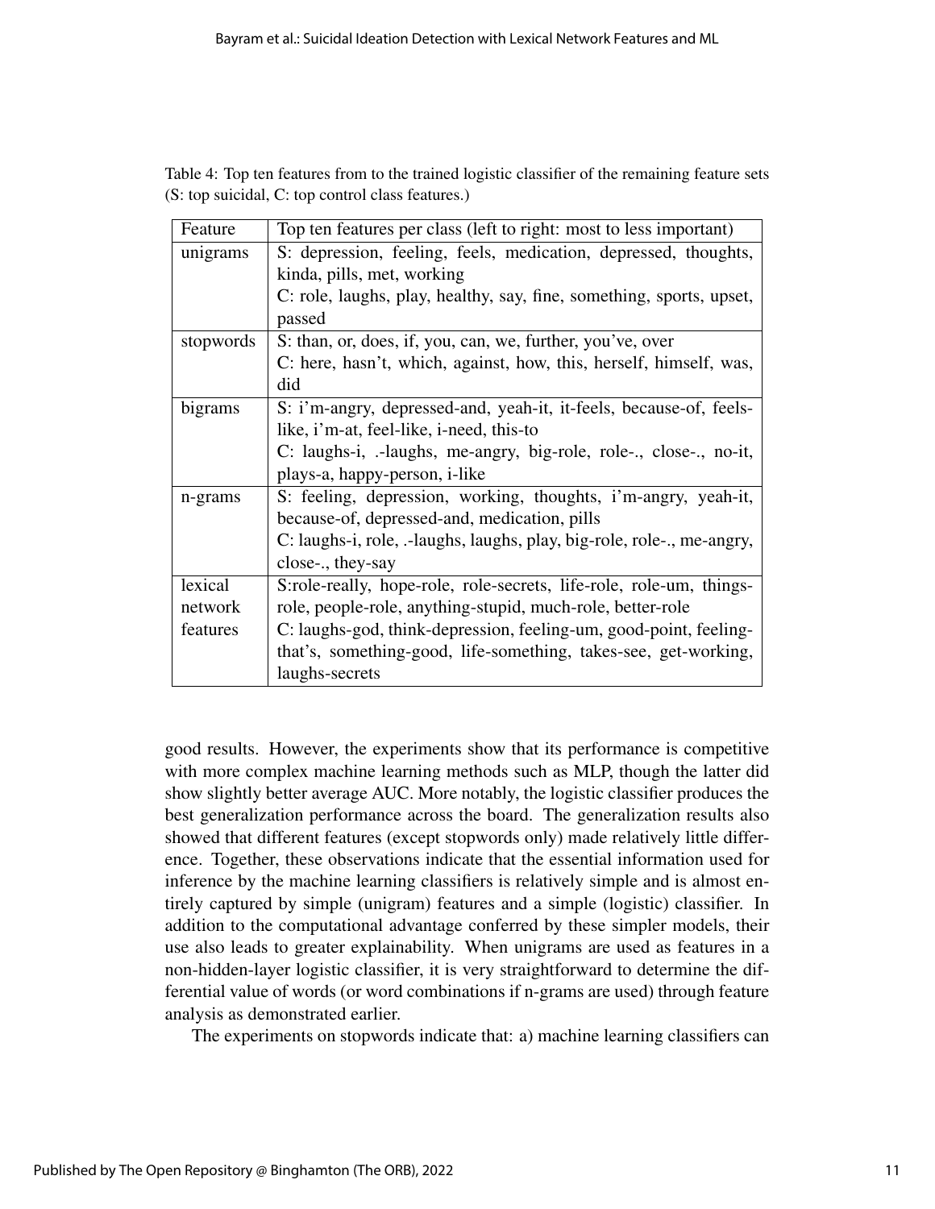Table 4: Top ten features from to the trained logistic classifier of the remaining feature sets (S: top suicidal, C: top control class features.)

| Feature | Top ten features per class (left to right: most to less important) |
|---|---|
| unigrams | S: depression, feeling, feels, medication, depressed, thoughts, kinda, pills, met, working<br>C: role, laughs, play, healthy, say, fine, something, sports, upset, passed |
| stopwords | S: than, or, does, if, you, can, we, further, you've, over<br>C: here, hasn't, which, against, how, this, herself, himself, was, did |
| bigrams | S: i'm-angry, depressed-and, yeah-it, it-feels, because-of, feels-like, i'm-at, feel-like, i-need, this-to<br>C: laughs-i, .-laughs, me-angry, big-role, role-., close-., no-it, plays-a, happy-person, i-like |
| n-grams | S: feeling, depression, working, thoughts, i'm-angry, yeah-it, because-of, depressed-and, medication, pills<br>C: laughs-i, role, .-laughs, laughs, play, big-role, role-., me-angry, close-., they-say |
| lexical network features | S:role-really, hope-role, role-secrets, life-role, role-um, things-role, people-role, anything-stupid, much-role, better-role<br>C: laughs-god, think-depression, feeling-um, good-point, feeling-that's, something-good, life-something, takes-see, get-working, laughs-secrets |

good results. However, the experiments show that its performance is competitive with more complex machine learning methods such as MLP, though the latter did show slightly better average AUC. More notably, the logistic classifier produces the best generalization performance across the board. The generalization results also showed that different features (except stopwords only) made relatively little difference. Together, these observations indicate that the essential information used for inference by the machine learning classifiers is relatively simple and is almost entirely captured by simple (unigram) features and a simple (logistic) classifier. In addition to the computational advantage conferred by these simpler models, their use also leads to greater explainability. When unigrams are used as features in a non-hidden-layer logistic classifier, it is very straightforward to determine the differential value of words (or word combinations if n-grams are used) through feature analysis as demonstrated earlier.

The experiments on stopwords indicate that: a) machine learning classifiers can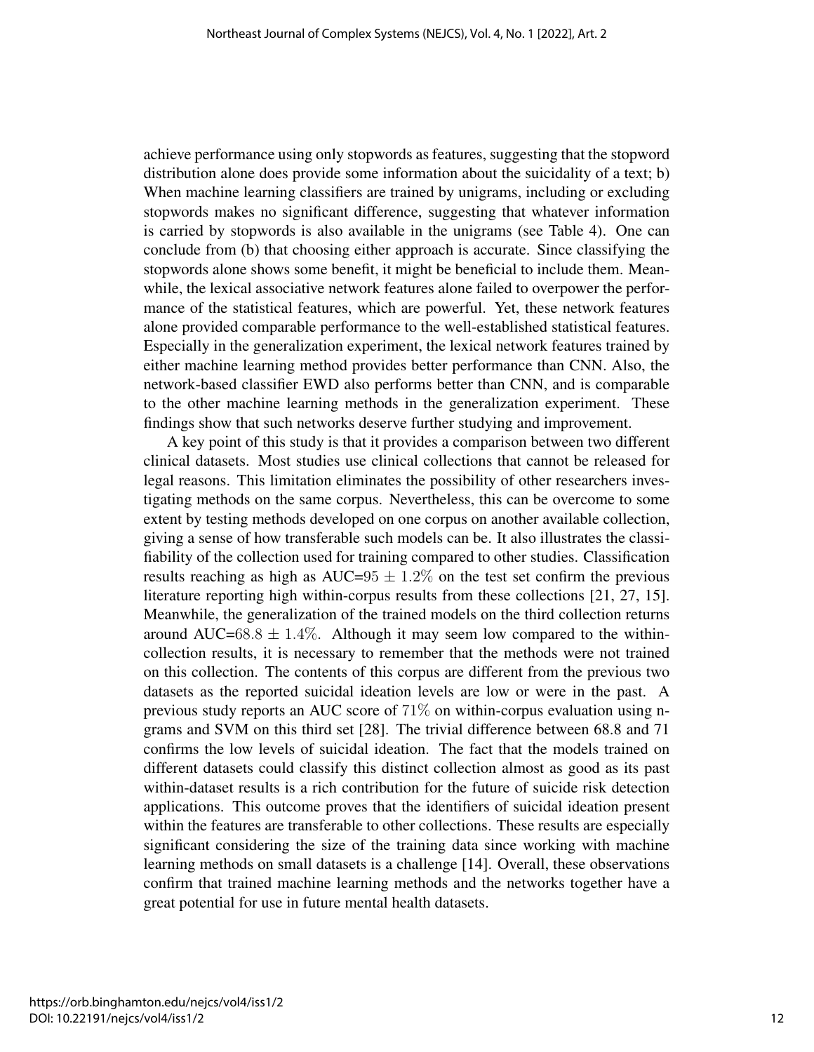achieve performance using only stopwords as features, suggesting that the stopword distribution alone does provide some information about the suicidality of a text; b) When machine learning classifiers are trained by unigrams, including or excluding stopwords makes no significant difference, suggesting that whatever information is carried by stopwords is also available in the unigrams (see Table 4). One can conclude from (b) that choosing either approach is accurate. Since classifying the stopwords alone shows some benefit, it might be beneficial to include them. Meanwhile, the lexical associative network features alone failed to overpower the performance of the statistical features, which are powerful. Yet, these network features alone provided comparable performance to the well-established statistical features. Especially in the generalization experiment, the lexical network features trained by either machine learning method provides better performance than CNN. Also, the network-based classifier EWD also performs better than CNN, and is comparable to the other machine learning methods in the generalization experiment. These findings show that such networks deserve further studying and improvement.

A key point of this study is that it provides a comparison between two different clinical datasets. Most studies use clinical collections that cannot be released for legal reasons. This limitation eliminates the possibility of other researchers investigating methods on the same corpus. Nevertheless, this can be overcome to some extent by testing methods developed on one corpus on another available collection, giving a sense of how transferable such models can be. It also illustrates the classifiability of the collection used for training compared to other studies. Classification results reaching as high as AUC=$95 \pm 1.2\%$ on the test set confirm the previous literature reporting high within-corpus results from these collections [21, 27, 15]. Meanwhile, the generalization of the trained models on the third collection returns around AUC=$68.8 \pm 1.4\%$. Although it may seem low compared to the within-collection results, it is necessary to remember that the methods were not trained on this collection. The contents of this corpus are different from the previous two datasets as the reported suicidal ideation levels are low or were in the past. A previous study reports an AUC score of $71\%$ on within-corpus evaluation using n-grams and SVM on this third set [28]. The trivial difference between 68.8 and 71 confirms the low levels of suicidal ideation. The fact that the models trained on different datasets could classify this distinct collection almost as good as its past within-dataset results is a rich contribution for the future of suicide risk detection applications. This outcome proves that the identifiers of suicidal ideation present within the features are transferable to other collections. These results are especially significant considering the size of the training data since working with machine learning methods on small datasets is a challenge [14]. Overall, these observations confirm that trained machine learning methods and the networks together have a great potential for use in future mental health datasets.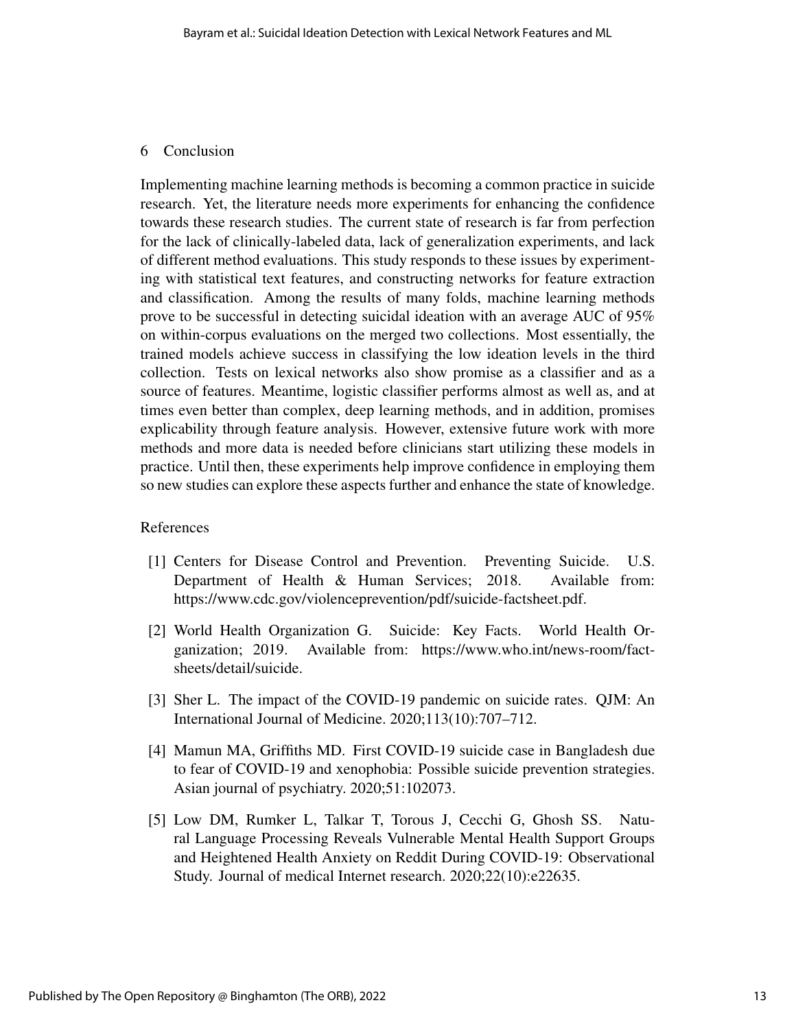## 6 Conclusion

Implementing machine learning methods is becoming a common practice in suicide research. Yet, the literature needs more experiments for enhancing the confidence towards these research studies. The current state of research is far from perfection for the lack of clinically-labeled data, lack of generalization experiments, and lack of different method evaluations. This study responds to these issues by experimenting with statistical text features, and constructing networks for feature extraction and classification. Among the results of many folds, machine learning methods prove to be successful in detecting suicidal ideation with an average AUC of 95% on within-corpus evaluations on the merged two collections. Most essentially, the trained models achieve success in classifying the low ideation levels in the third collection. Tests on lexical networks also show promise as a classifier and as a source of features. Meantime, logistic classifier performs almost as well as, and at times even better than complex, deep learning methods, and in addition, promises explicability through feature analysis. However, extensive future work with more methods and more data is needed before clinicians start utilizing these models in practice. Until then, these experiments help improve confidence in employing them so new studies can explore these aspects further and enhance the state of knowledge.

## References

[1] Centers for Disease Control and Prevention. Preventing Suicide. U.S. Department of Health & Human Services; 2018. Available from: https://www.cdc.gov/violenceprevention/pdf/suicide-factsheet.pdf.

[2] World Health Organization G. Suicide: Key Facts. World Health Organization; 2019. Available from: https://www.who.int/news-room/fact-sheets/detail/suicide.

[3] Sher L. The impact of the COVID-19 pandemic on suicide rates. QJM: An International Journal of Medicine. 2020;113(10):707–712.

[4] Mamun MA, Griffiths MD. First COVID-19 suicide case in Bangladesh due to fear of COVID-19 and xenophobia: Possible suicide prevention strategies. Asian journal of psychiatry. 2020;51:102073.

[5] Low DM, Rumker L, Talkar T, Torous J, Cecchi G, Ghosh SS. Natural Language Processing Reveals Vulnerable Mental Health Support Groups and Heightened Health Anxiety on Reddit During COVID-19: Observational Study. Journal of medical Internet research. 2020;22(10):e22635.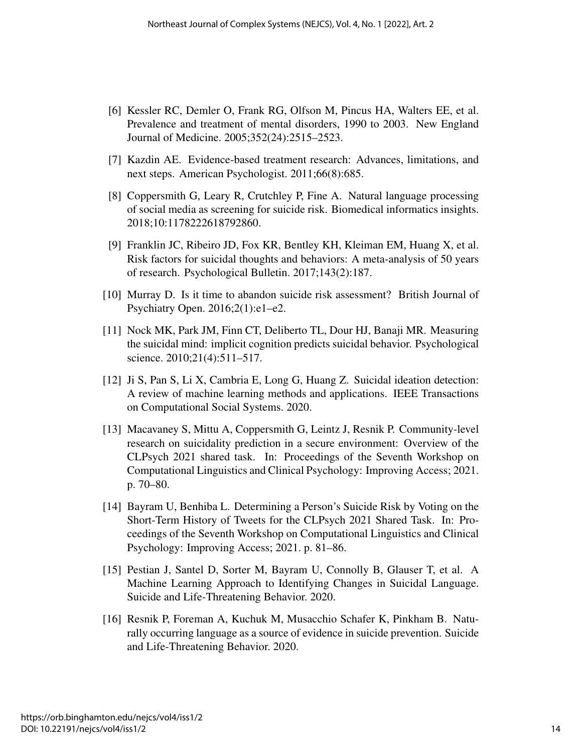[6] Kessler RC, Demler O, Frank RG, Olfson M, Pincus HA, Walters EE, et al. Prevalence and treatment of mental disorders, 1990 to 2003. New England Journal of Medicine. 2005;352(24):2515–2523.

[7] Kazdin AE. Evidence-based treatment research: Advances, limitations, and next steps. American Psychologist. 2011;66(8):685.

[8] Coppersmith G, Leary R, Crutchley P, Fine A. Natural language processing of social media as screening for suicide risk. Biomedical informatics insights. 2018;10:1178222618792860.

[9] Franklin JC, Ribeiro JD, Fox KR, Bentley KH, Kleiman EM, Huang X, et al. Risk factors for suicidal thoughts and behaviors: A meta-analysis of 50 years of research. Psychological Bulletin. 2017;143(2):187.

[10] Murray D. Is it time to abandon suicide risk assessment? British Journal of Psychiatry Open. 2016;2(1):e1–e2.

[11] Nock MK, Park JM, Finn CT, Deliberto TL, Dour HJ, Banaji MR. Measuring the suicidal mind: implicit cognition predicts suicidal behavior. Psychological science. 2010;21(4):511–517.

[12] Ji S, Pan S, Li X, Cambria E, Long G, Huang Z. Suicidal ideation detection: A review of machine learning methods and applications. IEEE Transactions on Computational Social Systems. 2020.

[13] Macavaney S, Mittu A, Coppersmith G, Leintz J, Resnik P. Community-level research on suicidality prediction in a secure environment: Overview of the CLPsych 2021 shared task. In: Proceedings of the Seventh Workshop on Computational Linguistics and Clinical Psychology: Improving Access; 2021. p. 70–80.

[14] Bayram U, Benhiba L. Determining a Person's Suicide Risk by Voting on the Short-Term History of Tweets for the CLPsych 2021 Shared Task. In: Proceedings of the Seventh Workshop on Computational Linguistics and Clinical Psychology: Improving Access; 2021. p. 81–86.

[15] Pestian J, Santel D, Sorter M, Bayram U, Connolly B, Glauser T, et al. A Machine Learning Approach to Identifying Changes in Suicidal Language. Suicide and Life-Threatening Behavior. 2020.

[16] Resnik P, Foreman A, Kuchuk M, Musacchio Schafer K, Pinkham B. Naturally occurring language as a source of evidence in suicide prevention. Suicide and Life-Threatening Behavior. 2020.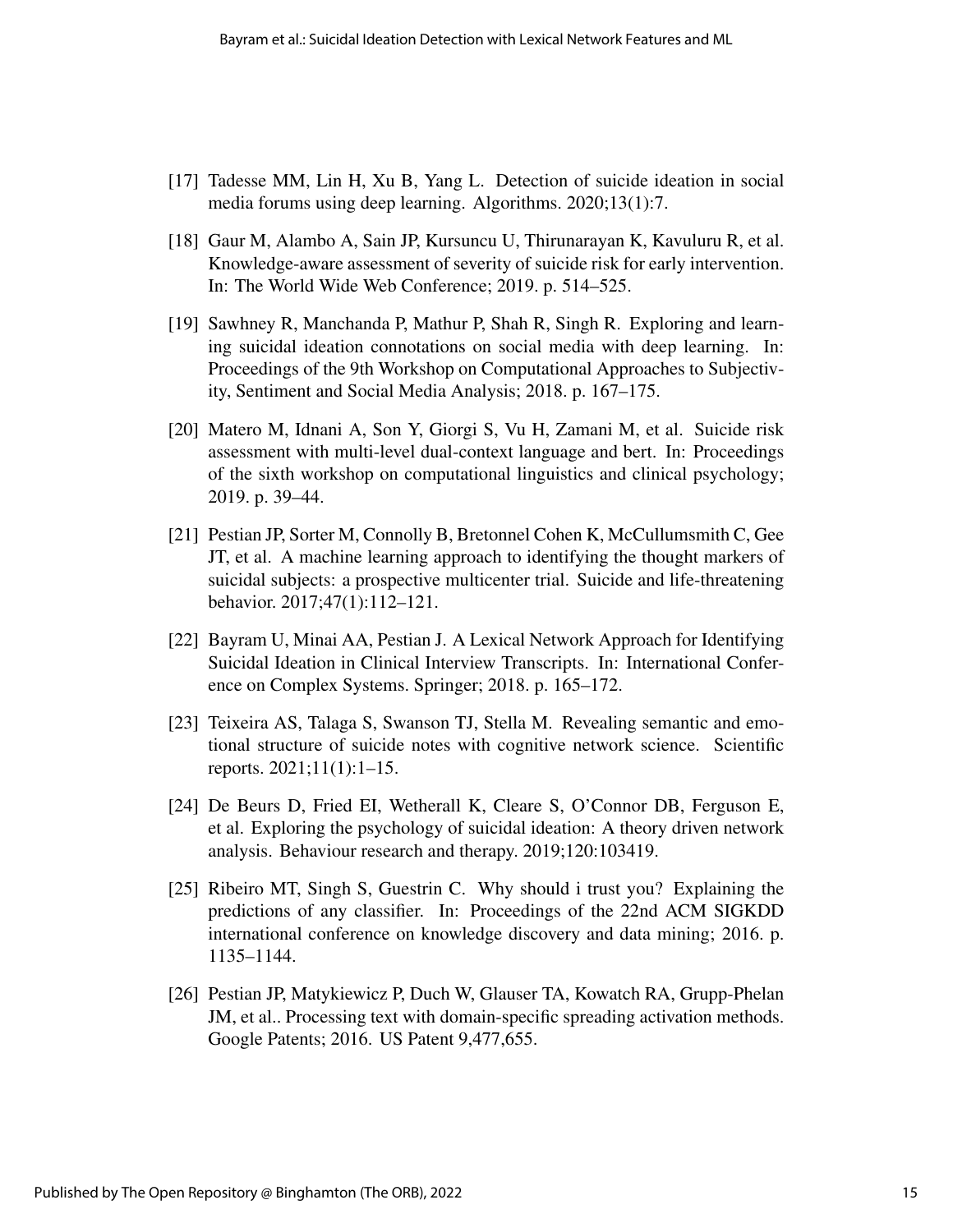[17] Tadesse MM, Lin H, Xu B, Yang L. Detection of suicide ideation in social media forums using deep learning. Algorithms. 2020;13(1):7.

[18] Gaur M, Alambo A, Sain JP, Kursuncu U, Thirunarayan K, Kavuluru R, et al. Knowledge-aware assessment of severity of suicide risk for early intervention. In: The World Wide Web Conference; 2019. p. 514–525.

[19] Sawhney R, Manchanda P, Mathur P, Shah R, Singh R. Exploring and learning suicidal ideation connotations on social media with deep learning. In: Proceedings of the 9th Workshop on Computational Approaches to Subjectivity, Sentiment and Social Media Analysis; 2018. p. 167–175.

[20] Matero M, Idnani A, Son Y, Giorgi S, Vu H, Zamani M, et al. Suicide risk assessment with multi-level dual-context language and bert. In: Proceedings of the sixth workshop on computational linguistics and clinical psychology; 2019. p. 39–44.

[21] Pestian JP, Sorter M, Connolly B, Bretonnel Cohen K, McCullumsmith C, Gee JT, et al. A machine learning approach to identifying the thought markers of suicidal subjects: a prospective multicenter trial. Suicide and life-threatening behavior. 2017;47(1):112–121.

[22] Bayram U, Minai AA, Pestian J. A Lexical Network Approach for Identifying Suicidal Ideation in Clinical Interview Transcripts. In: International Conference on Complex Systems. Springer; 2018. p. 165–172.

[23] Teixeira AS, Talaga S, Swanson TJ, Stella M. Revealing semantic and emotional structure of suicide notes with cognitive network science. Scientific reports. 2021;11(1):1–15.

[24] De Beurs D, Fried EI, Wetherall K, Cleare S, O'Connor DB, Ferguson E, et al. Exploring the psychology of suicidal ideation: A theory driven network analysis. Behaviour research and therapy. 2019;120:103419.

[25] Ribeiro MT, Singh S, Guestrin C. Why should i trust you? Explaining the predictions of any classifier. In: Proceedings of the 22nd ACM SIGKDD international conference on knowledge discovery and data mining; 2016. p. 1135–1144.

[26] Pestian JP, Matykiewicz P, Duch W, Glauser TA, Kowatch RA, Grupp-Phelan JM, et al.. Processing text with domain-specific spreading activation methods. Google Patents; 2016. US Patent 9,477,655.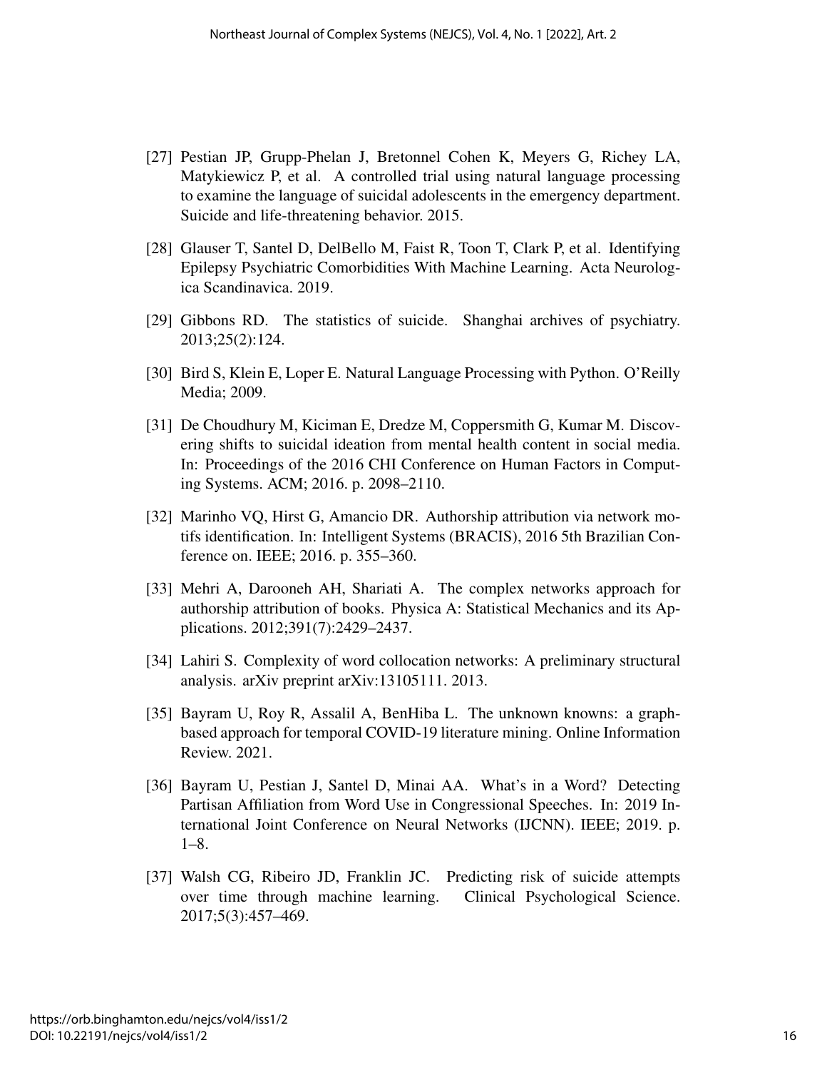[27] Pestian JP, Grupp-Phelan J, Bretonnel Cohen K, Meyers G, Richey LA, Matykiewicz P, et al. A controlled trial using natural language processing to examine the language of suicidal adolescents in the emergency department. Suicide and life-threatening behavior. 2015.

[28] Glauser T, Santel D, DelBello M, Faist R, Toon T, Clark P, et al. Identifying Epilepsy Psychiatric Comorbidities With Machine Learning. Acta Neurologica Scandinavica. 2019.

[29] Gibbons RD. The statistics of suicide. Shanghai archives of psychiatry. 2013;25(2):124.

[30] Bird S, Klein E, Loper E. Natural Language Processing with Python. O'Reilly Media; 2009.

[31] De Choudhury M, Kiciman E, Dredze M, Coppersmith G, Kumar M. Discovering shifts to suicidal ideation from mental health content in social media. In: Proceedings of the 2016 CHI Conference on Human Factors in Computing Systems. ACM; 2016. p. 2098–2110.

[32] Marinho VQ, Hirst G, Amancio DR. Authorship attribution via network motifs identification. In: Intelligent Systems (BRACIS), 2016 5th Brazilian Conference on. IEEE; 2016. p. 355–360.

[33] Mehri A, Darooneh AH, Shariati A. The complex networks approach for authorship attribution of books. Physica A: Statistical Mechanics and its Applications. 2012;391(7):2429–2437.

[34] Lahiri S. Complexity of word collocation networks: A preliminary structural analysis. arXiv preprint arXiv:13105111. 2013.

[35] Bayram U, Roy R, Assalil A, BenHiba L. The unknown knowns: a graph-based approach for temporal COVID-19 literature mining. Online Information Review. 2021.

[36] Bayram U, Pestian J, Santel D, Minai AA. What's in a Word? Detecting Partisan Affiliation from Word Use in Congressional Speeches. In: 2019 International Joint Conference on Neural Networks (IJCNN). IEEE; 2019. p. 1–8.

[37] Walsh CG, Ribeiro JD, Franklin JC. Predicting risk of suicide attempts over time through machine learning. Clinical Psychological Science. 2017;5(3):457–469.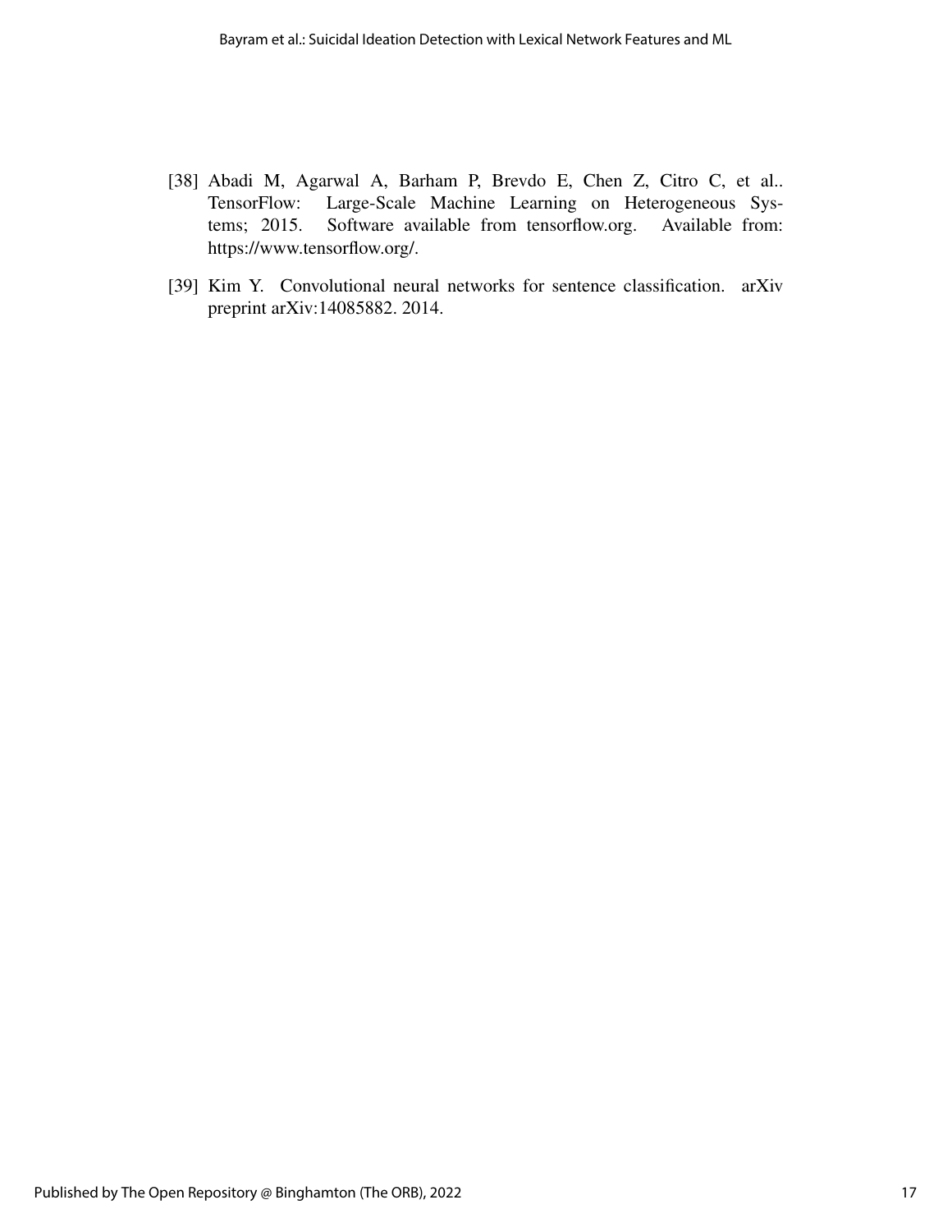[38] Abadi M, Agarwal A, Barham P, Brevdo E, Chen Z, Citro C, et al.. TensorFlow: Large-Scale Machine Learning on Heterogeneous Systems; 2015. Software available from tensorflow.org. Available from: https://www.tensorflow.org/.

[39] Kim Y. Convolutional neural networks for sentence classification. arXiv preprint arXiv:14085882. 2014.